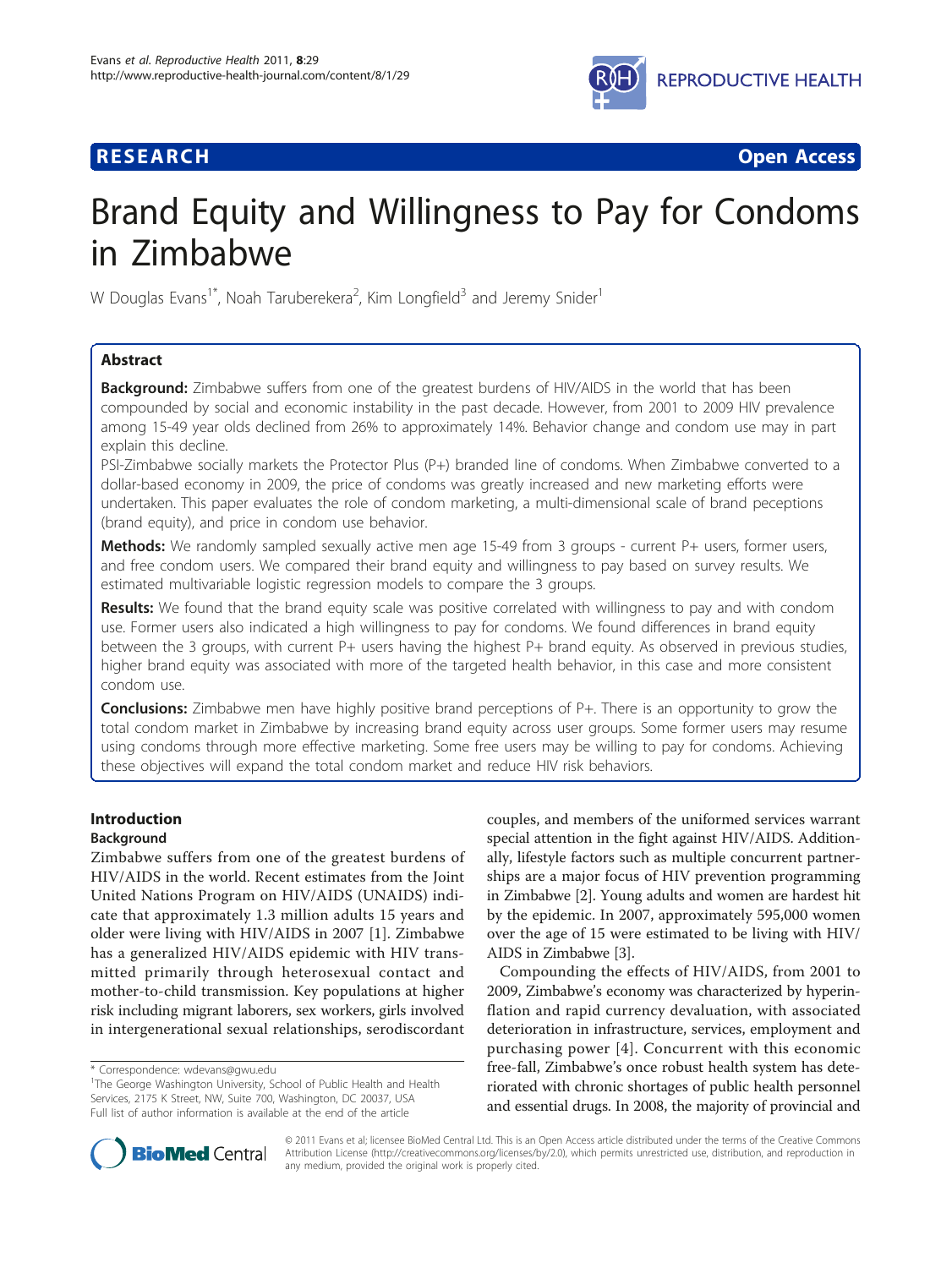**RESEARCH** **Open Access**

# Brand Equity and Willingness to Pay for Condoms in Zimbabwe

W Douglas Evans[1*], Noah Taruberekera[2], Kim Longfield[3] and Jeremy Snider[1]

## Abstract

**Background:** Zimbabwe suffers from one of the greatest burdens of HIV/AIDS in the world that has been compounded by social and economic instability in the past decade. However, from 2001 to 2009 HIV prevalence among 15-49 year olds declined from 26% to approximately 14%. Behavior change and condom use may in part explain this decline.

PSI-Zimbabwe socially markets the Protector Plus (P+) branded line of condoms. When Zimbabwe converted to a dollar-based economy in 2009, the price of condoms was greatly increased and new marketing efforts were undertaken. This paper evaluates the role of condom marketing, a multi-dimensional scale of brand peceptions (brand equity), and price in condom use behavior.

**Methods:** We randomly sampled sexually active men age 15-49 from 3 groups - current P+ users, former users, and free condom users. We compared their brand equity and willingness to pay based on survey results. We estimated multivariable logistic regression models to compare the 3 groups.

**Results:** We found that the brand equity scale was positive correlated with willingness to pay and with condom use. Former users also indicated a high willingness to pay for condoms. We found differences in brand equity between the 3 groups, with current P+ users having the highest P+ brand equity. As observed in previous studies, higher brand equity was associated with more of the targeted health behavior, in this case and more consistent condom use.

**Conclusions:** Zimbabwe men have highly positive brand perceptions of P+. There is an opportunity to grow the total condom market in Zimbabwe by increasing brand equity across user groups. Some former users may resume using condoms through more effective marketing. Some free users may be willing to pay for condoms. Achieving these objectives will expand the total condom market and reduce HIV risk behaviors.

## Introduction

### Background

Zimbabwe suffers from one of the greatest burdens of HIV/AIDS in the world. Recent estimates from the Joint United Nations Program on HIV/AIDS (UNAIDS) indicate that approximately 1.3 million adults 15 years and older were living with HIV/AIDS in 2007 [1]. Zimbabwe has a generalized HIV/AIDS epidemic with HIV transmitted primarily through heterosexual contact and mother-to-child transmission. Key populations at higher risk including migrant laborers, sex workers, girls involved in intergenerational sexual relationships, serodiscordant couples, and members of the uniformed services warrant special attention in the fight against HIV/AIDS. Additionally, lifestyle factors such as multiple concurrent partnerships are a major focus of HIV prevention programming in Zimbabwe [2]. Young adults and women are hardest hit by the epidemic. In 2007, approximately 595,000 women over the age of 15 were estimated to be living with HIV/AIDS in Zimbabwe [3].

Compounding the effects of HIV/AIDS, from 2001 to 2009, Zimbabwe's economy was characterized by hyperinflation and rapid currency devaluation, with associated deterioration in infrastructure, services, employment and purchasing power [4]. Concurrent with this economic free-fall, Zimbabwe's once robust health system has deteriorated with chronic shortages of public health personnel and essential drugs. In 2008, the majority of provincial and

\* Correspondence: wdevans@gwu.edu
[1]The George Washington University, School of Public Health and Health Services, 2175 K Street, NW, Suite 700, Washington, DC 20037, USA
Full list of author information is available at the end of the article

© 2011 Evans et al; licensee BioMed Central Ltd. This is an Open Access article distributed under the terms of the Creative Commons Attribution License (http://creativecommons.org/licenses/by/2.0), which permits unrestricted use, distribution, and reproduction in any medium, provided the original work is properly cited.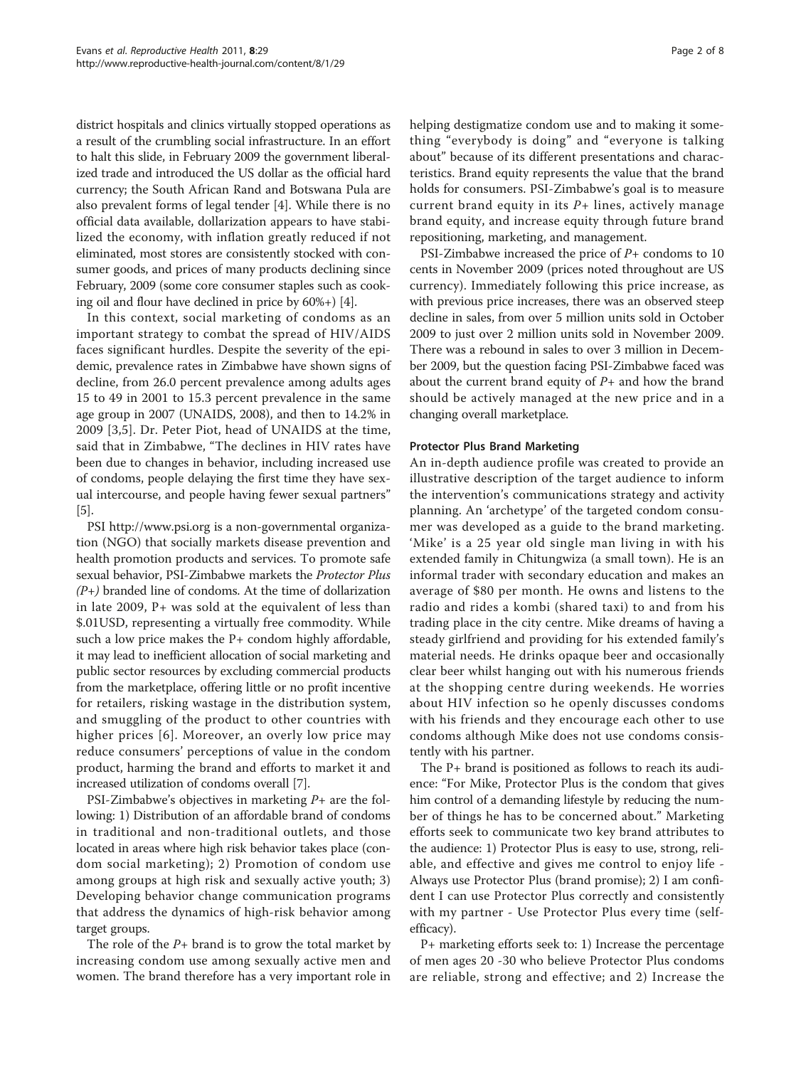district hospitals and clinics virtually stopped operations as a result of the crumbling social infrastructure. In an effort to halt this slide, in February 2009 the government liberalized trade and introduced the US dollar as the official hard currency; the South African Rand and Botswana Pula are also prevalent forms of legal tender [4]. While there is no official data available, dollarization appears to have stabilized the economy, with inflation greatly reduced if not eliminated, most stores are consistently stocked with consumer goods, and prices of many products declining since February, 2009 (some core consumer staples such as cooking oil and flour have declined in price by 60%+) [4].

In this context, social marketing of condoms as an important strategy to combat the spread of HIV/AIDS faces significant hurdles. Despite the severity of the epidemic, prevalence rates in Zimbabwe have shown signs of decline, from 26.0 percent prevalence among adults ages 15 to 49 in 2001 to 15.3 percent prevalence in the same age group in 2007 (UNAIDS, 2008), and then to 14.2% in 2009 [3,5]. Dr. Peter Piot, head of UNAIDS at the time, said that in Zimbabwe, "The declines in HIV rates have been due to changes in behavior, including increased use of condoms, people delaying the first time they have sexual intercourse, and people having fewer sexual partners" [5].

PSI http://www.psi.org is a non-governmental organization (NGO) that socially markets disease prevention and health promotion products and services. To promote safe sexual behavior, PSI-Zimbabwe markets the *Protector Plus (P+)* branded line of condoms. At the time of dollarization in late 2009, P+ was sold at the equivalent of less than $.01USD, representing a virtually free commodity. While such a low price makes the P+ condom highly affordable, it may lead to inefficient allocation of social marketing and public sector resources by excluding commercial products from the marketplace, offering little or no profit incentive for retailers, risking wastage in the distribution system, and smuggling of the product to other countries with higher prices [6]. Moreover, an overly low price may reduce consumers' perceptions of value in the condom product, harming the brand and efforts to market it and increased utilization of condoms overall [7].

PSI-Zimbabwe's objectives in marketing *P+* are the following: 1) Distribution of an affordable brand of condoms in traditional and non-traditional outlets, and those located in areas where high risk behavior takes place (condom social marketing); 2) Promotion of condom use among groups at high risk and sexually active youth; 3) Developing behavior change communication programs that address the dynamics of high-risk behavior among target groups.

The role of the *P+* brand is to grow the total market by increasing condom use among sexually active men and women. The brand therefore has a very important role in helping destigmatize condom use and to making it something "everybody is doing" and "everyone is talking about" because of its different presentations and characteristics. Brand equity represents the value that the brand holds for consumers. PSI-Zimbabwe's goal is to measure current brand equity in its *P+* lines, actively manage brand equity, and increase equity through future brand repositioning, marketing, and management.

PSI-Zimbabwe increased the price of *P+* condoms to 10 cents in November 2009 (prices noted throughout are US currency). Immediately following this price increase, as with previous price increases, there was an observed steep decline in sales, from over 5 million units sold in October 2009 to just over 2 million units sold in November 2009. There was a rebound in sales to over 3 million in December 2009, but the question facing PSI-Zimbabwe faced was about the current brand equity of *P+* and how the brand should be actively managed at the new price and in a changing overall marketplace.

### Protector Plus Brand Marketing

An in-depth audience profile was created to provide an illustrative description of the target audience to inform the intervention's communications strategy and activity planning. An 'archetype' of the targeted condom consumer was developed as a guide to the brand marketing. 'Mike' is a 25 year old single man living in with his extended family in Chitungwiza (a small town). He is an informal trader with secondary education and makes an average of $80 per month. He owns and listens to the radio and rides a kombi (shared taxi) to and from his trading place in the city centre. Mike dreams of having a steady girlfriend and providing for his extended family's material needs. He drinks opaque beer and occasionally clear beer whilst hanging out with his numerous friends at the shopping centre during weekends. He worries about HIV infection so he openly discusses condoms with his friends and they encourage each other to use condoms although Mike does not use condoms consistently with his partner.

The P+ brand is positioned as follows to reach its audience: "For Mike, Protector Plus is the condom that gives him control of a demanding lifestyle by reducing the number of things he has to be concerned about." Marketing efforts seek to communicate two key brand attributes to the audience: 1) Protector Plus is easy to use, strong, reliable, and effective and gives me control to enjoy life - Always use Protector Plus (brand promise); 2) I am confident I can use Protector Plus correctly and consistently with my partner - Use Protector Plus every time (self-efficacy).

P+ marketing efforts seek to: 1) Increase the percentage of men ages 20 -30 who believe Protector Plus condoms are reliable, strong and effective; and 2) Increase the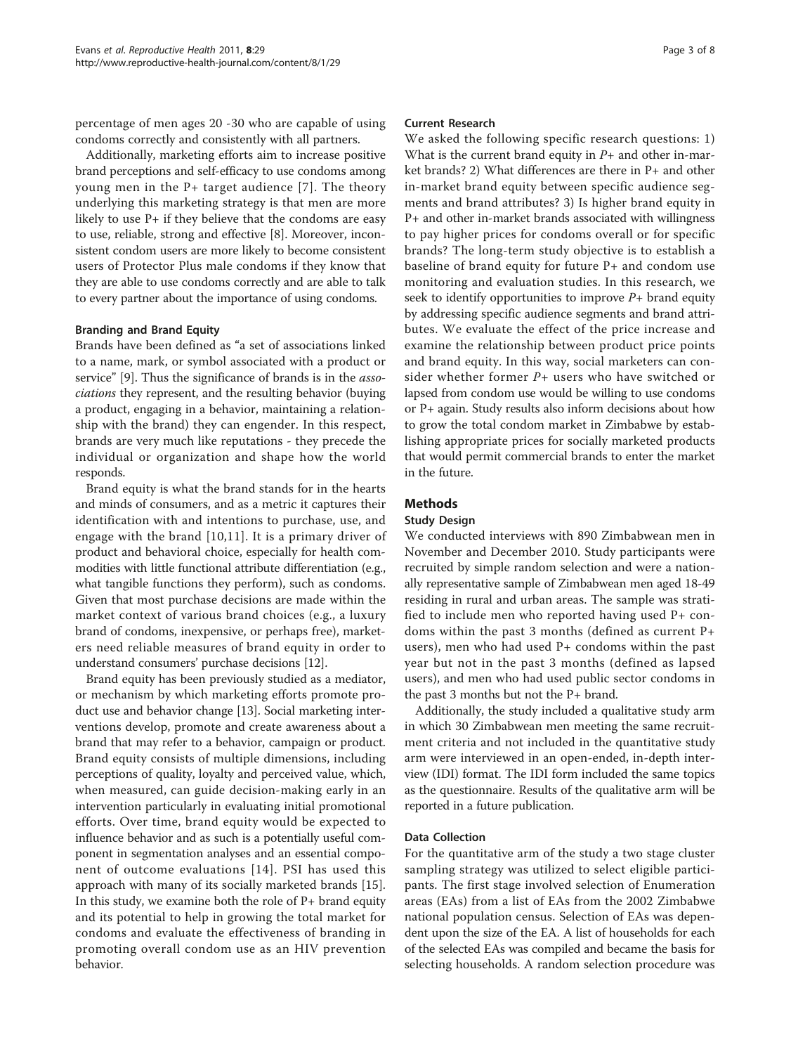percentage of men ages 20 -30 who are capable of using condoms correctly and consistently with all partners.

Additionally, marketing efforts aim to increase positive brand perceptions and self-efficacy to use condoms among young men in the P+ target audience [7]. The theory underlying this marketing strategy is that men are more likely to use P+ if they believe that the condoms are easy to use, reliable, strong and effective [8]. Moreover, inconsistent condom users are more likely to become consistent users of Protector Plus male condoms if they know that they are able to use condoms correctly and are able to talk to every partner about the importance of using condoms.

### Branding and Brand Equity

Brands have been defined as "a set of associations linked to a name, mark, or symbol associated with a product or service" [9]. Thus the significance of brands is in the *associations* they represent, and the resulting behavior (buying a product, engaging in a behavior, maintaining a relationship with the brand) they can engender. In this respect, brands are very much like reputations - they precede the individual or organization and shape how the world responds.

Brand equity is what the brand stands for in the hearts and minds of consumers, and as a metric it captures their identification with and intentions to purchase, use, and engage with the brand [10,11]. It is a primary driver of product and behavioral choice, especially for health commodities with little functional attribute differentiation (e.g., what tangible functions they perform), such as condoms. Given that most purchase decisions are made within the market context of various brand choices (e.g., a luxury brand of condoms, inexpensive, or perhaps free), marketers need reliable measures of brand equity in order to understand consumers' purchase decisions [12].

Brand equity has been previously studied as a mediator, or mechanism by which marketing efforts promote product use and behavior change [13]. Social marketing interventions develop, promote and create awareness about a brand that may refer to a behavior, campaign or product. Brand equity consists of multiple dimensions, including perceptions of quality, loyalty and perceived value, which, when measured, can guide decision-making early in an intervention particularly in evaluating initial promotional efforts. Over time, brand equity would be expected to influence behavior and as such is a potentially useful component in segmentation analyses and an essential component of outcome evaluations [14]. PSI has used this approach with many of its socially marketed brands [15]. In this study, we examine both the role of P+ brand equity and its potential to help in growing the total market for condoms and evaluate the effectiveness of branding in promoting overall condom use as an HIV prevention behavior.

### Current Research

We asked the following specific research questions: 1) What is the current brand equity in *P+* and other in-market brands? 2) What differences are there in P+ and other in-market brand equity between specific audience segments and brand attributes? 3) Is higher brand equity in P+ and other in-market brands associated with willingness to pay higher prices for condoms overall or for specific brands? The long-term study objective is to establish a baseline of brand equity for future P+ and condom use monitoring and evaluation studies. In this research, we seek to identify opportunities to improve *P+* brand equity by addressing specific audience segments and brand attributes. We evaluate the effect of the price increase and examine the relationship between product price points and brand equity. In this way, social marketers can consider whether former *P+* users who have switched or lapsed from condom use would be willing to use condoms or P+ again. Study results also inform decisions about how to grow the total condom market in Zimbabwe by establishing appropriate prices for socially marketed products that would permit commercial brands to enter the market in the future.

## Methods

### Study Design

We conducted interviews with 890 Zimbabwean men in November and December 2010. Study participants were recruited by simple random selection and were a nationally representative sample of Zimbabwean men aged 18-49 residing in rural and urban areas. The sample was stratified to include men who reported having used P+ condoms within the past 3 months (defined as current P+ users), men who had used P+ condoms within the past year but not in the past 3 months (defined as lapsed users), and men who had used public sector condoms in the past 3 months but not the P+ brand.

Additionally, the study included a qualitative study arm in which 30 Zimbabwean men meeting the same recruitment criteria and not included in the quantitative study arm were interviewed in an open-ended, in-depth interview (IDI) format. The IDI form included the same topics as the questionnaire. Results of the qualitative arm will be reported in a future publication.

### Data Collection

For the quantitative arm of the study a two stage cluster sampling strategy was utilized to select eligible participants. The first stage involved selection of Enumeration areas (EAs) from a list of EAs from the 2002 Zimbabwe national population census. Selection of EAs was dependent upon the size of the EA. A list of households for each of the selected EAs was compiled and became the basis for selecting households. A random selection procedure was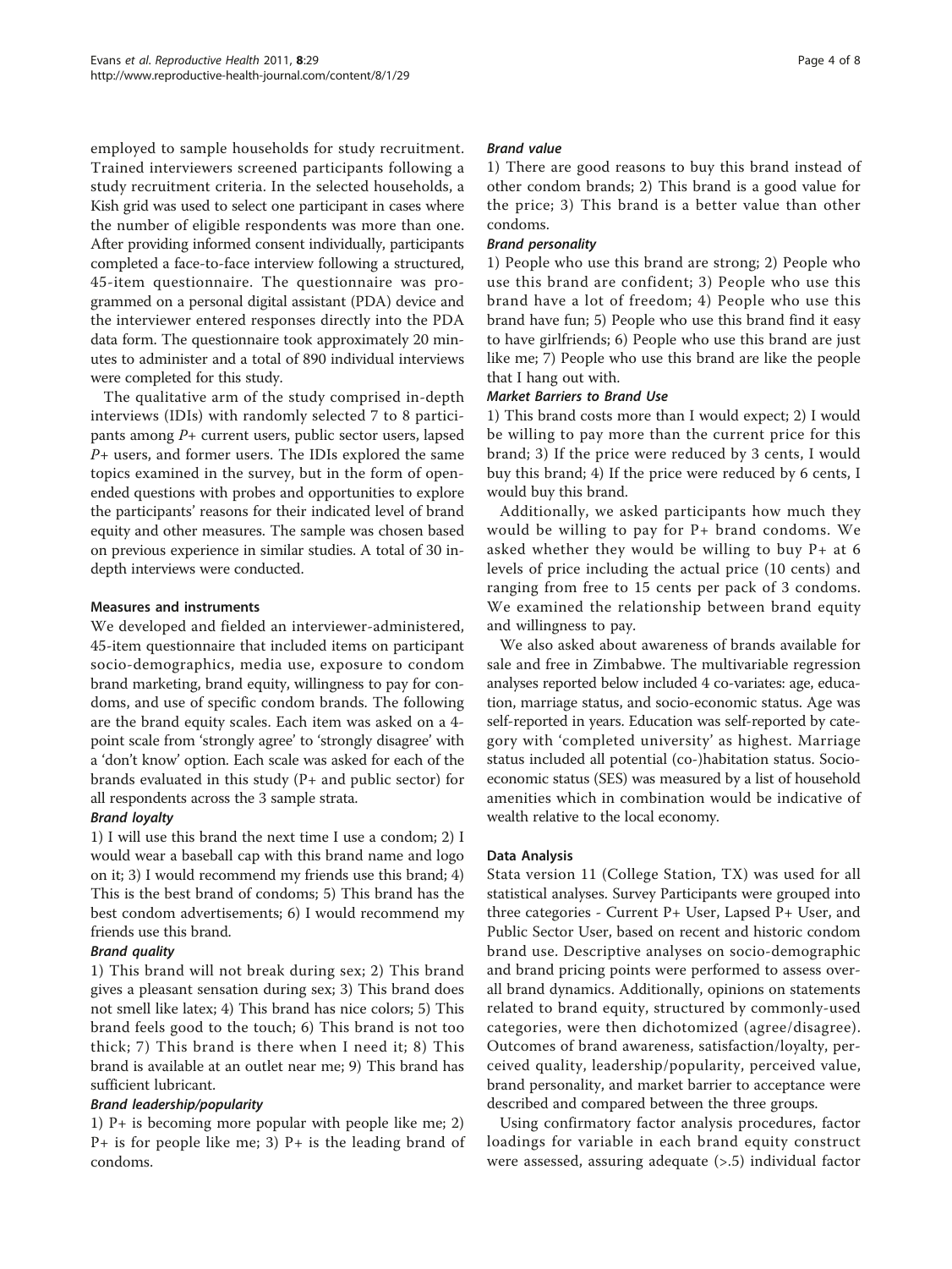employed to sample households for study recruitment. Trained interviewers screened participants following a study recruitment criteria. In the selected households, a Kish grid was used to select one participant in cases where the number of eligible respondents was more than one. After providing informed consent individually, participants completed a face-to-face interview following a structured, 45-item questionnaire. The questionnaire was programmed on a personal digital assistant (PDA) device and the interviewer entered responses directly into the PDA data form. The questionnaire took approximately 20 minutes to administer and a total of 890 individual interviews were completed for this study.

The qualitative arm of the study comprised in-depth interviews (IDIs) with randomly selected 7 to 8 participants among *P+* current users, public sector users, lapsed *P+* users, and former users. The IDIs explored the same topics examined in the survey, but in the form of open-ended questions with probes and opportunities to explore the participants' reasons for their indicated level of brand equity and other measures. The sample was chosen based on previous experience in similar studies. A total of 30 in-depth interviews were conducted.

### Measures and instruments

We developed and fielded an interviewer-administered, 45-item questionnaire that included items on participant socio-demographics, media use, exposure to condom brand marketing, brand equity, willingness to pay for condoms, and use of specific condom brands. The following are the brand equity scales. Each item was asked on a 4-point scale from 'strongly agree' to 'strongly disagree' with a 'don't know' option. Each scale was asked for each of the brands evaluated in this study (P+ and public sector) for all respondents across the 3 sample strata.

#### *Brand loyalty*

1) I will use this brand the next time I use a condom; 2) I would wear a baseball cap with this brand name and logo on it; 3) I would recommend my friends use this brand; 4) This is the best brand of condoms; 5) This brand has the best condom advertisements; 6) I would recommend my friends use this brand.

#### *Brand quality*

1) This brand will not break during sex; 2) This brand gives a pleasant sensation during sex; 3) This brand does not smell like latex; 4) This brand has nice colors; 5) This brand feels good to the touch; 6) This brand is not too thick; 7) This brand is there when I need it; 8) This brand is available at an outlet near me; 9) This brand has sufficient lubricant.

#### *Brand leadership/popularity*

1) P+ is becoming more popular with people like me; 2) P+ is for people like me; 3) P+ is the leading brand of condoms.

#### *Brand value*

1) There are good reasons to buy this brand instead of other condom brands; 2) This brand is a good value for the price; 3) This brand is a better value than other condoms.

#### *Brand personality*

1) People who use this brand are strong; 2) People who use this brand are confident; 3) People who use this brand have a lot of freedom; 4) People who use this brand have fun; 5) People who use this brand find it easy to have girlfriends; 6) People who use this brand are just like me; 7) People who use this brand are like the people that I hang out with.

#### *Market Barriers to Brand Use*

1) This brand costs more than I would expect; 2) I would be willing to pay more than the current price for this brand; 3) If the price were reduced by 3 cents, I would buy this brand; 4) If the price were reduced by 6 cents, I would buy this brand.

Additionally, we asked participants how much they would be willing to pay for P+ brand condoms. We asked whether they would be willing to buy P+ at 6 levels of price including the actual price (10 cents) and ranging from free to 15 cents per pack of 3 condoms. We examined the relationship between brand equity and willingness to pay.

We also asked about awareness of brands available for sale and free in Zimbabwe. The multivariable regression analyses reported below included 4 co-variates: age, education, marriage status, and socio-economic status. Age was self-reported in years. Education was self-reported by category with 'completed university' as highest. Marriage status included all potential (co-)habitation status. Socio-economic status (SES) was measured by a list of household amenities which in combination would be indicative of wealth relative to the local economy.

### Data Analysis

Stata version 11 (College Station, TX) was used for all statistical analyses. Survey Participants were grouped into three categories - Current P+ User, Lapsed P+ User, and Public Sector User, based on recent and historic condom brand use. Descriptive analyses on socio-demographic and brand pricing points were performed to assess overall brand dynamics. Additionally, opinions on statements related to brand equity, structured by commonly-used categories, were then dichotomized (agree/disagree). Outcomes of brand awareness, satisfaction/loyalty, perceived quality, leadership/popularity, perceived value, brand personality, and market barrier to acceptance were described and compared between the three groups.

Using confirmatory factor analysis procedures, factor loadings for variable in each brand equity construct were assessed, assuring adequate (>.5) individual factor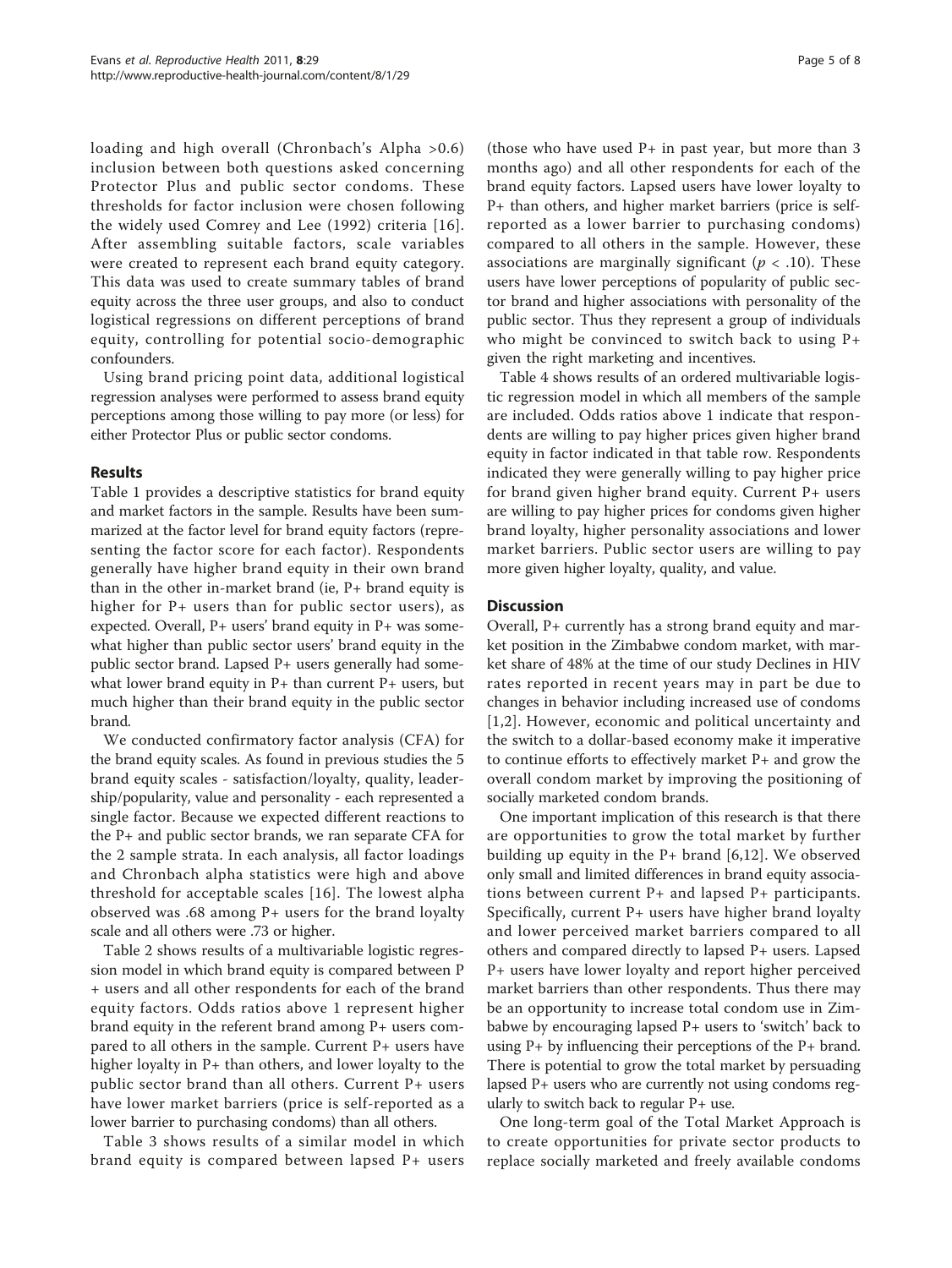loading and high overall (Chronbach's Alpha >0.6) inclusion between both questions asked concerning Protector Plus and public sector condoms. These thresholds for factor inclusion were chosen following the widely used Comrey and Lee (1992) criteria [16]. After assembling suitable factors, scale variables were created to represent each brand equity category. This data was used to create summary tables of brand equity across the three user groups, and also to conduct logistical regressions on different perceptions of brand equity, controlling for potential socio-demographic confounders.

Using brand pricing point data, additional logistical regression analyses were performed to assess brand equity perceptions among those willing to pay more (or less) for either Protector Plus or public sector condoms.

## Results

Table 1 provides a descriptive statistics for brand equity and market factors in the sample. Results have been summarized at the factor level for brand equity factors (representing the factor score for each factor). Respondents generally have higher brand equity in their own brand than in the other in-market brand (ie, P+ brand equity is higher for P+ users than for public sector users), as expected. Overall, P+ users' brand equity in P+ was somewhat higher than public sector users' brand equity in the public sector brand. Lapsed P+ users generally had somewhat lower brand equity in P+ than current P+ users, but much higher than their brand equity in the public sector brand.

We conducted confirmatory factor analysis (CFA) for the brand equity scales. As found in previous studies the 5 brand equity scales - satisfaction/loyalty, quality, leadership/popularity, value and personality - each represented a single factor. Because we expected different reactions to the P+ and public sector brands, we ran separate CFA for the 2 sample strata. In each analysis, all factor loadings and Chronbach alpha statistics were high and above threshold for acceptable scales [16]. The lowest alpha observed was .68 among P+ users for the brand loyalty scale and all others were .73 or higher.

Table 2 shows results of a multivariable logistic regression model in which brand equity is compared between P + users and all other respondents for each of the brand equity factors. Odds ratios above 1 represent higher brand equity in the referent brand among P+ users compared to all others in the sample. Current P+ users have higher loyalty in P+ than others, and lower loyalty to the public sector brand than all others. Current P+ users have lower market barriers (price is self-reported as a lower barrier to purchasing condoms) than all others.

Table 3 shows results of a similar model in which brand equity is compared between lapsed P+ users (those who have used P+ in past year, but more than 3 months ago) and all other respondents for each of the brand equity factors. Lapsed users have lower loyalty to P+ than others, and higher market barriers (price is self-reported as a lower barrier to purchasing condoms) compared to all others in the sample. However, these associations are marginally significant ($p < .10$). These users have lower perceptions of popularity of public sector brand and higher associations with personality of the public sector. Thus they represent a group of individuals who might be convinced to switch back to using P+ given the right marketing and incentives.

Table 4 shows results of an ordered multivariable logistic regression model in which all members of the sample are included. Odds ratios above 1 indicate that respondents are willing to pay higher prices given higher brand equity in factor indicated in that table row. Respondents indicated they were generally willing to pay higher price for brand given higher brand equity. Current P+ users are willing to pay higher prices for condoms given higher brand loyalty, higher personality associations and lower market barriers. Public sector users are willing to pay more given higher loyalty, quality, and value.

## Discussion

Overall, P+ currently has a strong brand equity and market position in the Zimbabwe condom market, with market share of 48% at the time of our study Declines in HIV rates reported in recent years may in part be due to changes in behavior including increased use of condoms [1,2]. However, economic and political uncertainty and the switch to a dollar-based economy make it imperative to continue efforts to effectively market P+ and grow the overall condom market by improving the positioning of socially marketed condom brands.

One important implication of this research is that there are opportunities to grow the total market by further building up equity in the P+ brand [6,12]. We observed only small and limited differences in brand equity associations between current P+ and lapsed P+ participants. Specifically, current P+ users have higher brand loyalty and lower perceived market barriers compared to all others and compared directly to lapsed P+ users. Lapsed P+ users have lower loyalty and report higher perceived market barriers than other respondents. Thus there may be an opportunity to increase total condom use in Zimbabwe by encouraging lapsed P+ users to 'switch' back to using P+ by influencing their perceptions of the P+ brand. There is potential to grow the total market by persuading lapsed P+ users who are currently not using condoms regularly to switch back to regular P+ use.

One long-term goal of the Total Market Approach is to create opportunities for private sector products to replace socially marketed and freely available condoms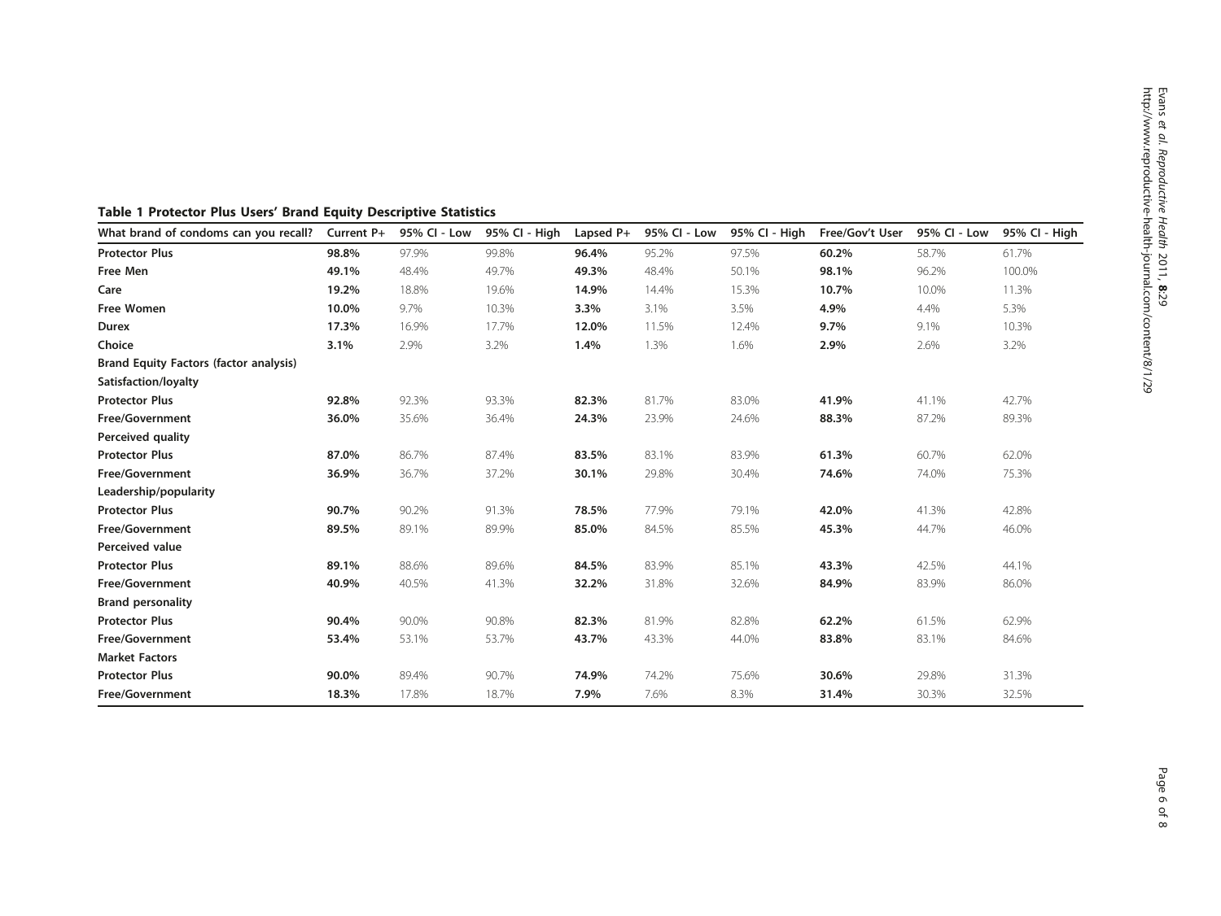**Table 1 Protector Plus Users' Brand Equity Descriptive Statistics**

| What brand of condoms can you recall? | Current P+ | 95% CI - Low | 95% CI - High | Lapsed P+ | 95% CI - Low | 95% CI - High | Free/Gov't User | 95% CI - Low | 95% CI - High |
|---|---|---|---|---|---|---|---|---|---|
| **Protector Plus** | **98.8%** | 97.9% | 99.8% | **96.4%** | 95.2% | 97.5% | **60.2%** | 58.7% | 61.7% |
| **Free Men** | **49.1%** | 48.4% | 49.7% | **49.3%** | 48.4% | 50.1% | **98.1%** | 96.2% | 100.0% |
| **Care** | **19.2%** | 18.8% | 19.6% | **14.9%** | 14.4% | 15.3% | **10.7%** | 10.0% | 11.3% |
| **Free Women** | **10.0%** | 9.7% | 10.3% | **3.3%** | 3.1% | 3.5% | **4.9%** | 4.4% | 5.3% |
| **Durex** | **17.3%** | 16.9% | 17.7% | **12.0%** | 11.5% | 12.4% | **9.7%** | 9.1% | 10.3% |
| **Choice** | **3.1%** | 2.9% | 3.2% | **1.4%** | 1.3% | 1.6% | **2.9%** | 2.6% | 3.2% |
| **Brand Equity Factors (factor analysis)** | | | | | | | | | |
| **Satisfaction/loyalty** | | | | | | | | | |
| **Protector Plus** | **92.8%** | 92.3% | 93.3% | **82.3%** | 81.7% | 83.0% | **41.9%** | 41.1% | 42.7% |
| **Free/Government** | **36.0%** | 35.6% | 36.4% | **24.3%** | 23.9% | 24.6% | **88.3%** | 87.2% | 89.3% |
| **Perceived quality** | | | | | | | | | |
| **Protector Plus** | **87.0%** | 86.7% | 87.4% | **83.5%** | 83.1% | 83.9% | **61.3%** | 60.7% | 62.0% |
| **Free/Government** | **36.9%** | 36.7% | 37.2% | **30.1%** | 29.8% | 30.4% | **74.6%** | 74.0% | 75.3% |
| **Leadership/popularity** | | | | | | | | | |
| **Protector Plus** | **90.7%** | 90.2% | 91.3% | **78.5%** | 77.9% | 79.1% | **42.0%** | 41.3% | 42.8% |
| **Free/Government** | **89.5%** | 89.1% | 89.9% | **85.0%** | 84.5% | 85.5% | **45.3%** | 44.7% | 46.0% |
| **Perceived value** | | | | | | | | | |
| **Protector Plus** | **89.1%** | 88.6% | 89.6% | **84.5%** | 83.9% | 85.1% | **43.3%** | 42.5% | 44.1% |
| **Free/Government** | **40.9%** | 40.5% | 41.3% | **32.2%** | 31.8% | 32.6% | **84.9%** | 83.9% | 86.0% |
| **Brand personality** | | | | | | | | | |
| **Protector Plus** | **90.4%** | 90.0% | 90.8% | **82.3%** | 81.9% | 82.8% | **62.2%** | 61.5% | 62.9% |
| **Free/Government** | **53.4%** | 53.1% | 53.7% | **43.7%** | 43.3% | 44.0% | **83.8%** | 83.1% | 84.6% |
| **Market Factors** | | | | | | | | | |
| **Protector Plus** | **90.0%** | 89.4% | 90.7% | **74.9%** | 74.2% | 75.6% | **30.6%** | 29.8% | 31.3% |
| **Free/Government** | **18.3%** | 17.8% | 18.7% | **7.9%** | 7.6% | 8.3% | **31.4%** | 30.3% | 32.5% |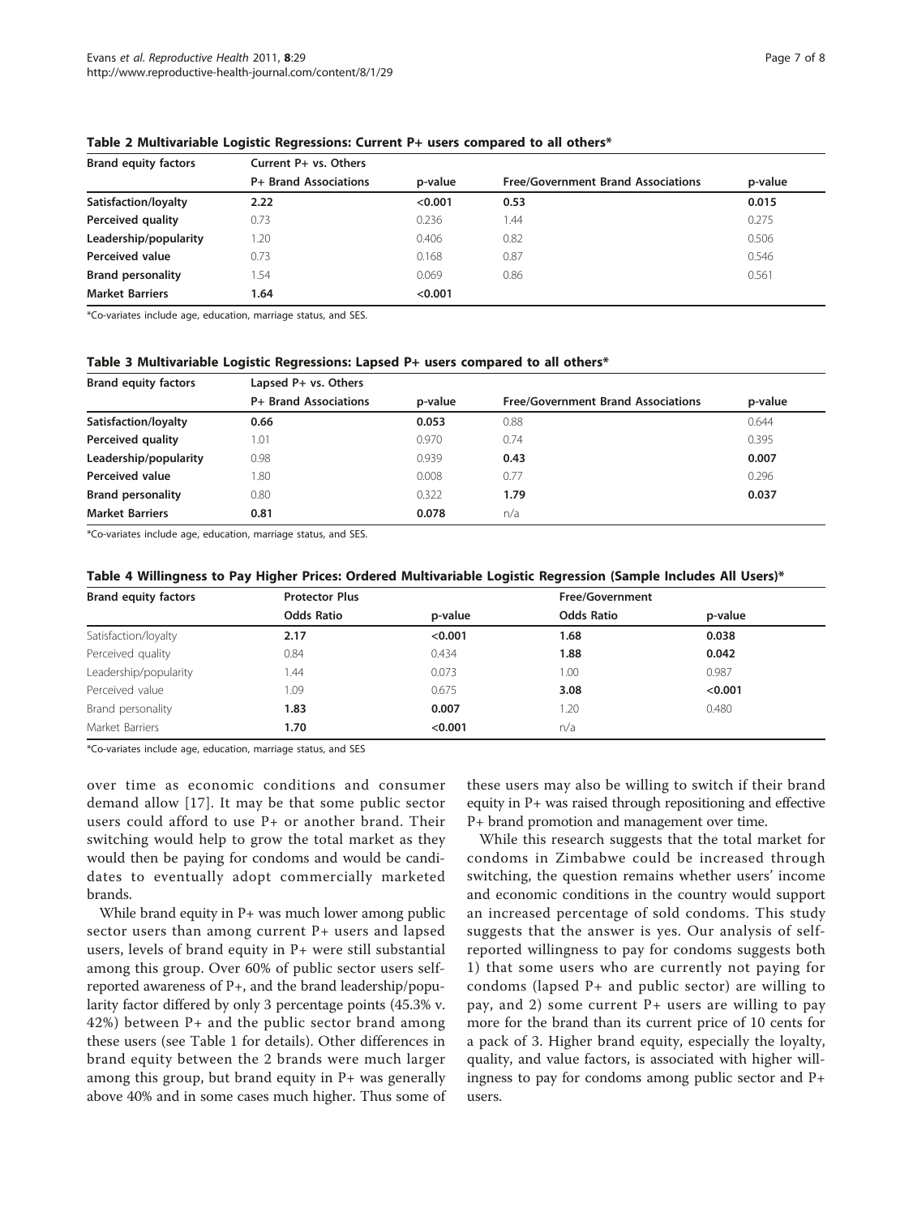**Table 2 Multivariable Logistic Regressions: Current P+ users compared to all others***

| Brand equity factors | Current P+ vs. Others | | | |
|---|---|---|---|---|
| | P+ Brand Associations | p-value | Free/Government Brand Associations | p-value |
| **Satisfaction/loyalty** | **2.22** | **<0.001** | **0.53** | **0.015** |
| **Perceived quality** | 0.73 | 0.236 | 1.44 | 0.275 |
| **Leadership/popularity** | 1.20 | 0.406 | 0.82 | 0.506 |
| **Perceived value** | 0.73 | 0.168 | 0.87 | 0.546 |
| **Brand personality** | 1.54 | 0.069 | 0.86 | 0.561 |
| **Market Barriers** | **1.64** | **<0.001** | | |

*Co-variates include age, education, marriage status, and SES.

**Table 3 Multivariable Logistic Regressions: Lapsed P+ users compared to all others***

| Brand equity factors | Lapsed P+ vs. Others | | | |
|---|---|---|---|---|
| | P+ Brand Associations | p-value | Free/Government Brand Associations | p-value |
| **Satisfaction/loyalty** | **0.66** | **0.053** | 0.88 | 0.644 |
| **Perceived quality** | 1.01 | 0.970 | 0.74 | 0.395 |
| **Leadership/popularity** | 0.98 | 0.939 | **0.43** | **0.007** |
| **Perceived value** | 1.80 | 0.008 | 0.77 | 0.296 |
| **Brand personality** | 0.80 | 0.322 | **1.79** | **0.037** |
| **Market Barriers** | **0.81** | **0.078** | n/a | |

*Co-variates include age, education, marriage status, and SES.

**Table 4 Willingness to Pay Higher Prices: Ordered Multivariable Logistic Regression (Sample Includes All Users)***

| Brand equity factors | Protector Plus | | Free/Government | |
|---|---|---|---|---|
| | Odds Ratio | p-value | Odds Ratio | p-value |
| Satisfaction/loyalty | **2.17** | **<0.001** | **1.68** | **0.038** |
| Perceived quality | 0.84 | 0.434 | **1.88** | **0.042** |
| Leadership/popularity | 1.44 | 0.073 | 1.00 | 0.987 |
| Perceived value | 1.09 | 0.675 | **3.08** | **<0.001** |
| Brand personality | **1.83** | **0.007** | 1.20 | 0.480 |
| Market Barriers | **1.70** | **<0.001** | n/a | |

*Co-variates include age, education, marriage status, and SES

over time as economic conditions and consumer demand allow [17]. It may be that some public sector users could afford to use P+ or another brand. Their switching would help to grow the total market as they would then be paying for condoms and would be candidates to eventually adopt commercially marketed brands.

While brand equity in P+ was much lower among public sector users than among current P+ users and lapsed users, levels of brand equity in P+ were still substantial among this group. Over 60% of public sector users self-reported awareness of P+, and the brand leadership/popularity factor differed by only 3 percentage points (45.3% v. 42%) between P+ and the public sector brand among these users (see Table 1 for details). Other differences in brand equity between the 2 brands were much larger among this group, but brand equity in P+ was generally above 40% and in some cases much higher. Thus some of these users may also be willing to switch if their brand equity in P+ was raised through repositioning and effective P+ brand promotion and management over time.

While this research suggests that the total market for condoms in Zimbabwe could be increased through switching, the question remains whether users' income and economic conditions in the country would support an increased percentage of sold condoms. This study suggests that the answer is yes. Our analysis of self-reported willingness to pay for condoms suggests both 1) that some users who are currently not paying for condoms (lapsed P+ and public sector) are willing to pay, and 2) some current P+ users are willing to pay more for the brand than its current price of 10 cents for a pack of 3. Higher brand equity, especially the loyalty, quality, and value factors, is associated with higher willingness to pay for condoms among public sector and P+ users.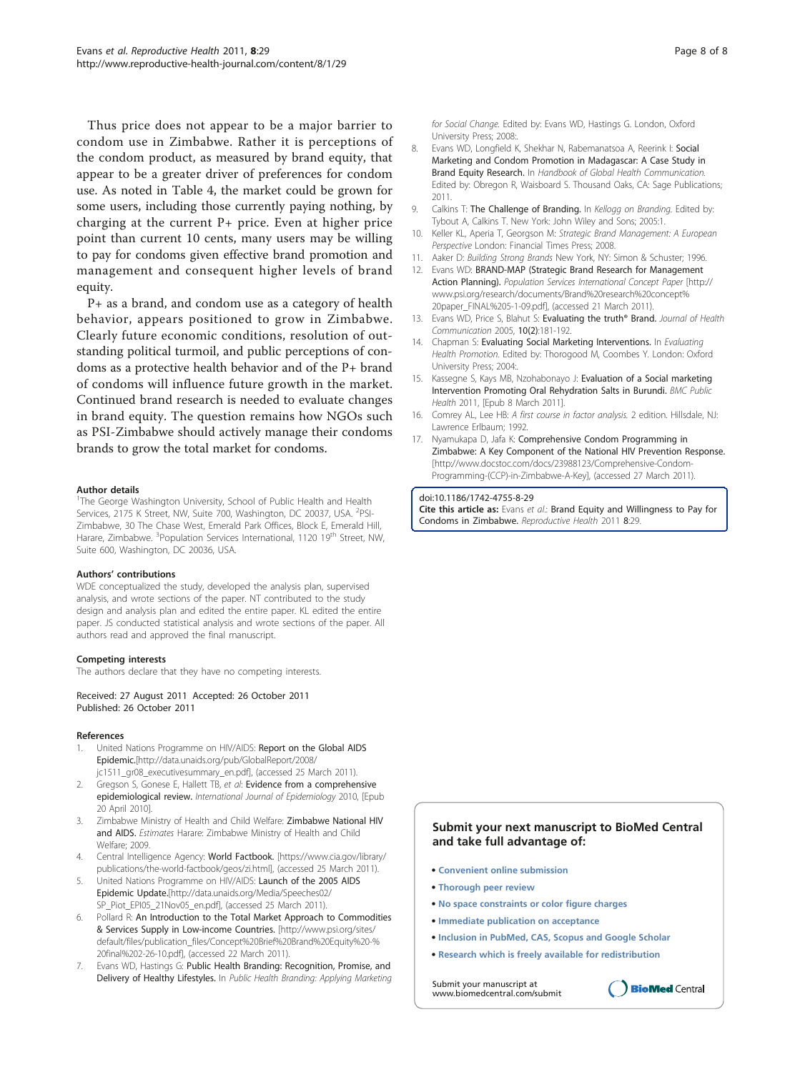Thus price does not appear to be a major barrier to condom use in Zimbabwe. Rather it is perceptions of the condom product, as measured by brand equity, that appear to be a greater driver of preferences for condom use. As noted in Table 4, the market could be grown for some users, including those currently paying nothing, by charging at the current P+ price. Even at higher price point than current 10 cents, many users may be willing to pay for condoms given effective brand promotion and management and consequent higher levels of brand equity.

P+ as a brand, and condom use as a category of health behavior, appears positioned to grow in Zimbabwe. Clearly future economic conditions, resolution of outstanding political turmoil, and public perceptions of condoms as a protective health behavior and of the P+ brand of condoms will influence future growth in the market. Continued brand research is needed to evaluate changes in brand equity. The question remains how NGOs such as PSI-Zimbabwe should actively manage their condoms brands to grow the total market for condoms.

#### Author details

[1]The George Washington University, School of Public Health and Health Services, 2175 K Street, NW, Suite 700, Washington, DC 20037, USA. [2]PSI-Zimbabwe, 30 The Chase West, Emerald Park Offices, Block E, Emerald Hill, Harare, Zimbabwe. [3]Population Services International, 1120 19th Street, NW, Suite 600, Washington, DC 20036, USA.

#### Authors' contributions

WDE conceptualized the study, developed the analysis plan, supervised analysis, and wrote sections of the paper. NT contributed to the study design and analysis plan and edited the entire paper. KL edited the entire paper. JS conducted statistical analysis and wrote sections of the paper. All authors read and approved the final manuscript.

#### Competing interests

The authors declare that they have no competing interests.

Received: 27 August 2011 Accepted: 26 October 2011
Published: 26 October 2011

#### References

1. United Nations Programme on HIV/AIDS: **Report on the Global AIDS Epidemic.**[http://data.unaids.org/pub/GlobalReport/2008/jc1511_gr08_executivesummary_en.pdf], (accessed 25 March 2011).
2. Gregson S, Gonese E, Hallett TB, *et al*: **Evidence from a comprehensive epidemiological review.** *International Journal of Epidemiology* 2010, [Epub 20 April 2010].
3. Zimbabwe Ministry of Health and Child Welfare: **Zimbabwe National HIV and AIDS.** *Estimates* Harare: Zimbabwe Ministry of Health and Child Welfare; 2009.
4. Central Intelligence Agency: **World Factbook.** [https://www.cia.gov/library/publications/the-world-factbook/geos/zi.html], (accessed 25 March 2011).
5. United Nations Programme on HIV/AIDS: **Launch of the 2005 AIDS Epidemic Update.**[http://data.unaids.org/Media/Speeches02/SP_Piot_EPI05_21Nov05_en.pdf], (accessed 25 March 2011).
6. Pollard R: **An Introduction to the Total Market Approach to Commodities & Services Supply in Low-income Countries.** [http://www.psi.org/sites/default/files/publication_files/Concept%20Brief%20Brand%20Equity%20-%20final%202-26-10.pdf], (accessed 22 March 2011).
7. Evans WD, Hastings G: **Public Health Branding: Recognition, Promise, and Delivery of Healthy Lifestyles.** In *Public Health Branding: Applying Marketing for Social Change.* Edited by: Evans WD, Hastings G. London, Oxford University Press; 2008:.
8. Evans WD, Longfield K, Shekhar N, Rabemanatsoa A, Reerink I: **Social Marketing and Condom Promotion in Madagascar: A Case Study in Brand Equity Research.** In *Handbook of Global Health Communication.* Edited by: Obregon R, Waisboard S. Thousand Oaks, CA: Sage Publications; 2011.
9. Calkins T: **The Challenge of Branding.** In *Kellogg on Branding.* Edited by: Tybout A, Calkins T. New York: John Wiley and Sons; 2005:1.
10. Keller KL, Aperia T, Georgson M: *Strategic Brand Management: A European Perspective* London: Financial Times Press; 2008.
11. Aaker D: *Building Strong Brands* New York, NY: Simon & Schuster; 1996.
12. Evans WD: **BRAND-MAP (Strategic Brand Research for Management Action Planning).** *Population Services International Concept Paper* [http://www.psi.org/research/documents/Brand%20research%20concept%20paper_FINAL%205-1-09.pdf], (accessed 21 March 2011).
13. Evans WD, Price S, Blahut S: **Evaluating the truth® Brand.** *Journal of Health Communication* 2005, **10(2)**:181-192.
14. Chapman S: **Evaluating Social Marketing Interventions.** In *Evaluating Health Promotion.* Edited by: Thorogood M, Coombes Y. London: Oxford University Press; 2004:.
15. Kassegne S, Kays MB, Nzohabonayo J: **Evaluation of a Social marketing Intervention Promoting Oral Rehydration Salts in Burundi.** *BMC Public Health* 2011, [Epub 8 March 2011].
16. Comrey AL, Lee HB: *A first course in factor analysis.* 2 edition. Hillsdale, NJ: Lawrence Erlbaum; 1992.
17. Nyamukapa D, Jafa K: **Comprehensive Condom Programming in Zimbabwe: A Key Component of the National HIV Prevention Response.** [http://www.docstoc.com/docs/23988123/Comprehensive-Condom-Programming-(CCP)-in-Zimbabwe-A-Key], (accessed 27 March 2011).

doi:10.1186/1742-4755-8-29
**Cite this article as:** Evans *et al.*: Brand Equity and Willingness to Pay for Condoms in Zimbabwe. *Reproductive Health* 2011 **8**:29.